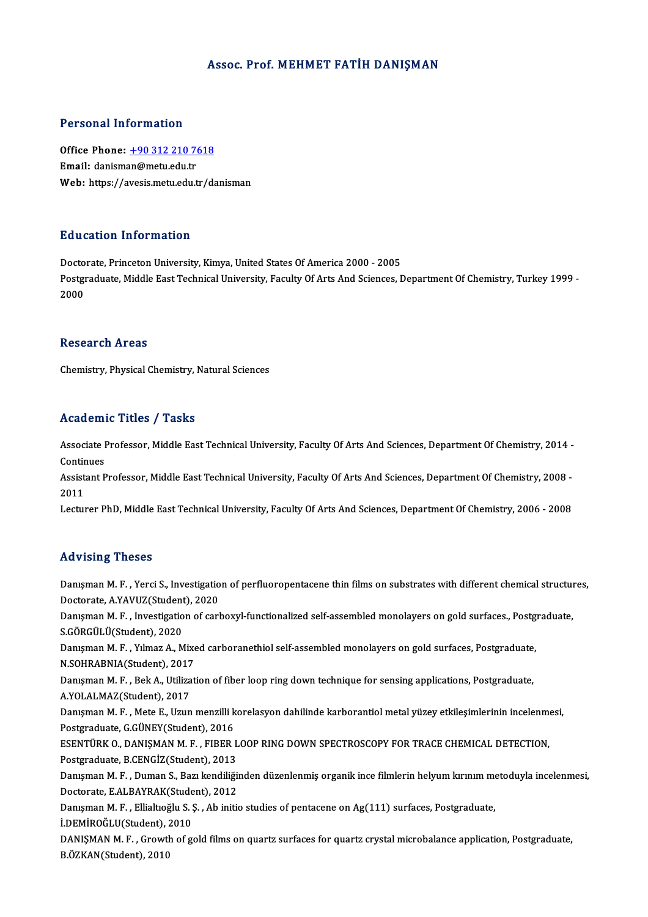# Assoc. Prof. MEHMET FATİH DANIŞMAN

## Personal Information

**Office Phone:** +90 312 210 7618
**Email:** danisman@metu.edu.tr
**Web:** https://avesis.metu.edu.tr/danisman

## Education Information

Doctorate, Princeton University, Kimya, United States Of America 2000 - 2005
Postgraduate, Middle East Technical University, Faculty Of Arts And Sciences, Department Of Chemistry, Turkey 1999 - 2000

## Research Areas

Chemistry, Physical Chemistry, Natural Sciences

## Academic Titles / Tasks

Associate Professor, Middle East Technical University, Faculty Of Arts And Sciences, Department Of Chemistry, 2014 - Continues
Assistant Professor, Middle East Technical University, Faculty Of Arts And Sciences, Department Of Chemistry, 2008 - 2011
Lecturer PhD, Middle East Technical University, Faculty Of Arts And Sciences, Department Of Chemistry, 2006 - 2008

## Advising Theses

Danışman M. F. , Yerci S., Investigation of perfluoropentacene thin films on substrates with different chemical structures, Doctorate, A.YAVUZ(Student), 2020
Danışman M. F. , Investigation of carboxyl-functionalized self-assembled monolayers on gold surfaces., Postgraduate, S.GÖRGÜLÜ(Student), 2020
Danışman M. F. , Yılmaz A., Mixed carboranethiol self-assembled monolayers on gold surfaces, Postgraduate, N.SOHRABNIA(Student), 2017
Danışman M. F. , Bek A., Utilization of fiber loop ring down technique for sensing applications, Postgraduate, A.YOLALMAZ(Student), 2017
Danışman M. F. , Mete E., Uzun menzilli korelasyon dahilinde karborantiol metal yüzey etkileşimlerinin incelenmesi, Postgraduate, G.GÜNEY(Student), 2016
ESENTÜRK O., DANIŞMAN M. F. , FIBER LOOP RING DOWN SPECTROSCOPY FOR TRACE CHEMICAL DETECTION, Postgraduate, B.CENGİZ(Student), 2013
Danışman M. F. , Duman S., Bazı kendiliğinden düzenlenmiş organik ince filmlerin helyum kırınım metoduyla incelenmesi, Doctorate, E.ALBAYRAK(Student), 2012
Danışman M. F. , Ellialtıoğlu S. Ş. , Ab initio studies of pentacene on Ag(111) surfaces, Postgraduate, İ.DEMİROĞLU(Student), 2010
DANIŞMAN M. F. , Growth of gold films on quartz surfaces for quartz crystal microbalance application, Postgraduate, B.ÖZKAN(Student), 2010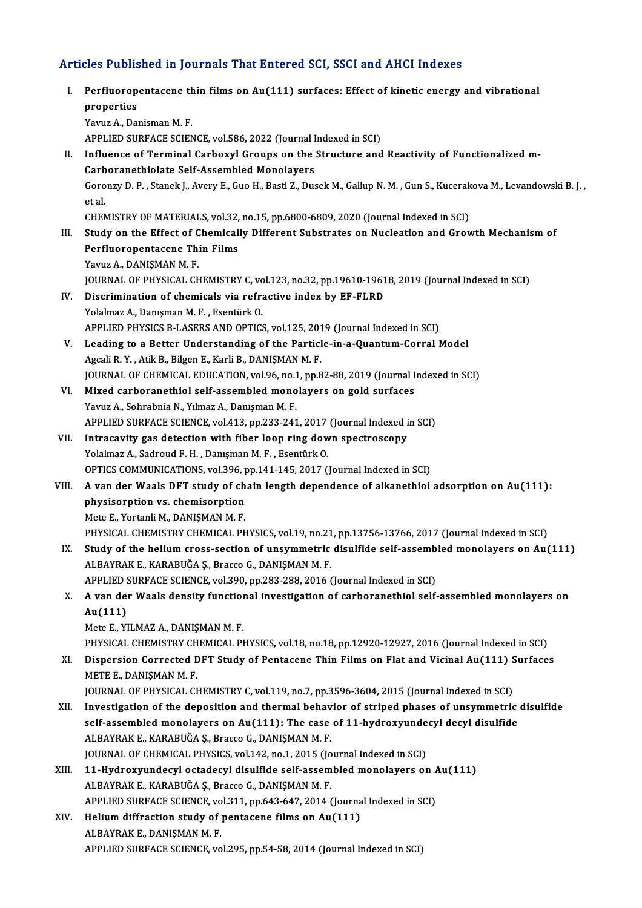## Articles Published in Journals That Entered SCI, SSCI and AHCI Indexes

I. **Perfluoropentacene thin films on Au(111) surfaces: Effect of kinetic energy and vibrational properties**
Yavuz A., Danisman M. F.
APPLIED SURFACE SCIENCE, vol.586, 2022 (Journal Indexed in SCI)

II. **Influence of Terminal Carboxyl Groups on the Structure and Reactivity of Functionalized m-Carboranethiolate Self-Assembled Monolayers**
Goronzy D. P. , Stanek J., Avery E., Guo H., Bastl Z., Dusek M., Gallup N. M. , Gun S., Kucerakova M., Levandowski B. J. , et al.
CHEMISTRY OF MATERIALS, vol.32, no.15, pp.6800-6809, 2020 (Journal Indexed in SCI)

III. **Study on the Effect of Chemically Different Substrates on Nucleation and Growth Mechanism of Perfluoropentacene Thin Films**
Yavuz A., DANIŞMAN M. F.
JOURNAL OF PHYSICAL CHEMISTRY C, vol.123, no.32, pp.19610-19618, 2019 (Journal Indexed in SCI)

IV. **Discrimination of chemicals via refractive index by EF-FLRD**
Yolalmaz A., Danışman M. F. , Esentürk O.
APPLIED PHYSICS B-LASERS AND OPTICS, vol.125, 2019 (Journal Indexed in SCI)

V. **Leading to a Better Understanding of the Particle-in-a-Quantum-Corral Model**
Agcali R. Y. , Atik B., Bilgen E., Karli B., DANIŞMAN M. F.
JOURNAL OF CHEMICAL EDUCATION, vol.96, no.1, pp.82-88, 2019 (Journal Indexed in SCI)

VI. **Mixed carboranethiol self-assembled monolayers on gold surfaces**
Yavuz A., Sohrabnia N., Yılmaz A., Danışman M. F.
APPLIED SURFACE SCIENCE, vol.413, pp.233-241, 2017 (Journal Indexed in SCI)

VII. **Intracavity gas detection with fiber loop ring down spectroscopy**
Yolalmaz A., Sadroud F. H. , Danışman M. F. , Esentürk O.
OPTICS COMMUNICATIONS, vol.396, pp.141-145, 2017 (Journal Indexed in SCI)

VIII. **A van der Waals DFT study of chain length dependence of alkanethiol adsorption on Au(111): physisorption vs. chemisorption**
Mete E., Yortanli M., DANIŞMAN M. F.
PHYSICAL CHEMISTRY CHEMICAL PHYSICS, vol.19, no.21, pp.13756-13766, 2017 (Journal Indexed in SCI)

IX. **Study of the helium cross-section of unsymmetric disulfide self-assembled monolayers on Au(111)**
ALBAYRAK E., KARABUĞA Ş., Bracco G., DANIŞMAN M. F.
APPLIED SURFACE SCIENCE, vol.390, pp.283-288, 2016 (Journal Indexed in SCI)

X. **A van der Waals density functional investigation of carboranethiol self-assembled monolayers on Au(111)**
Mete E., YILMAZ A., DANIŞMAN M. F.
PHYSICAL CHEMISTRY CHEMICAL PHYSICS, vol.18, no.18, pp.12920-12927, 2016 (Journal Indexed in SCI)

XI. **Dispersion Corrected DFT Study of Pentacene Thin Films on Flat and Vicinal Au(111) Surfaces**
METE E., DANIŞMAN M. F.
JOURNAL OF PHYSICAL CHEMISTRY C, vol.119, no.7, pp.3596-3604, 2015 (Journal Indexed in SCI)

XII. **Investigation of the deposition and thermal behavior of striped phases of unsymmetric disulfide self-assembled monolayers on Au(111): The case of 11-hydroxyundecyl decyl disulfide**
ALBAYRAK E., KARABUĞA Ş., Bracco G., DANIŞMAN M. F.
JOURNAL OF CHEMICAL PHYSICS, vol.142, no.1, 2015 (Journal Indexed in SCI)

XIII. **11-Hydroxyundecyl octadecyl disulfide self-assembled monolayers on Au(111)**
ALBAYRAK E., KARABUĞA Ş., Bracco G., DANIŞMAN M. F.
APPLIED SURFACE SCIENCE, vol.311, pp.643-647, 2014 (Journal Indexed in SCI)

XIV. **Helium diffraction study of pentacene films on Au(111)**
ALBAYRAK E., DANIŞMAN M. F.
APPLIED SURFACE SCIENCE, vol.295, pp.54-58, 2014 (Journal Indexed in SCI)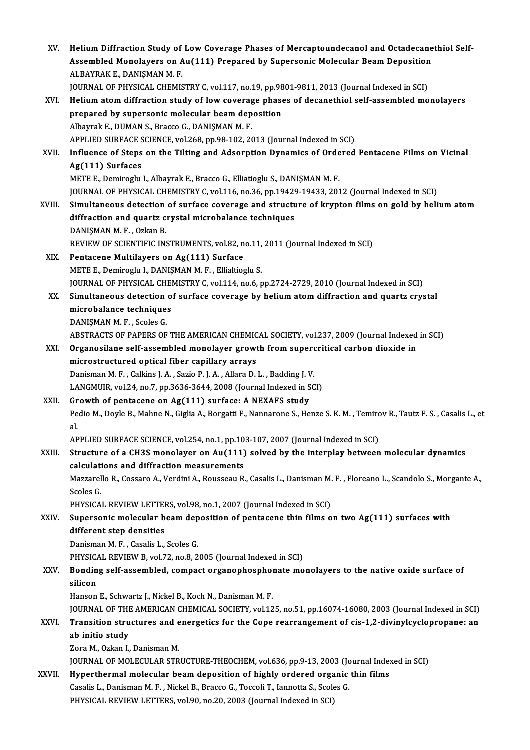XV. **Helium Diffraction Study of Low Coverage Phases of Mercaptoundecanol and Octadecanethiol Self-Assembled Monolayers on Au(111) Prepared by Supersonic Molecular Beam Deposition**
ALBAYRAK E., DANIŞMAN M. F.
JOURNAL OF PHYSICAL CHEMISTRY C, vol.117, no.19, pp.9801-9811, 2013 (Journal Indexed in SCI)

XVI. **Helium atom diffraction study of low coverage phases of decanethiol self-assembled monolayers prepared by supersonic molecular beam deposition**
Albayrak E., DUMAN S., Bracco G., DANIŞMAN M. F.
APPLIED SURFACE SCIENCE, vol.268, pp.98-102, 2013 (Journal Indexed in SCI)

XVII. **Influence of Steps on the Tilting and Adsorption Dynamics of Ordered Pentacene Films on Vicinal Ag(111) Surfaces**
METE E., Demiroglu I., Albayrak E., Bracco G., Elliatioglu S., DANIŞMAN M. F.
JOURNAL OF PHYSICAL CHEMISTRY C, vol.116, no.36, pp.19429-19433, 2012 (Journal Indexed in SCI)

XVIII. **Simultaneous detection of surface coverage and structure of krypton films on gold by helium atom diffraction and quartz crystal microbalance techniques**
DANIŞMAN M. F. , Ozkan B.
REVIEW OF SCIENTIFIC INSTRUMENTS, vol.82, no.11, 2011 (Journal Indexed in SCI)

XIX. **Pentacene Multilayers on Ag(111) Surface**
METE E., Demiroglu I., DANIŞMAN M. F. , Ellialtioglu S.
JOURNAL OF PHYSICAL CHEMISTRY C, vol.114, no.6, pp.2724-2729, 2010 (Journal Indexed in SCI)

XX. **Simultaneous detection of surface coverage by helium atom diffraction and quartz crystal microbalance techniques**
DANIŞMAN M. F. , Scoles G.
ABSTRACTS OF PAPERS OF THE AMERICAN CHEMICAL SOCIETY, vol.237, 2009 (Journal Indexed in SCI)

XXI. **Organosilane self-assembled monolayer growth from supercritical carbon dioxide in microstructured optical fiber capillary arrays**
Danisman M. F. , Calkins J. A. , Sazio P. J. A. , Allara D. L. , Badding J. V.
LANGMUIR, vol.24, no.7, pp.3636-3644, 2008 (Journal Indexed in SCI)

XXII. **Growth of pentacene on Ag(111) surface: A NEXAFS study**
Pedio M., Doyle B., Mahne N., Giglia A., Borgatti F., Nannarone S., Henze S. K. M. , Temirov R., Tautz F. S. , Casalis L., et al.
APPLIED SURFACE SCIENCE, vol.254, no.1, pp.103-107, 2007 (Journal Indexed in SCI)

XXIII. **Structure of a CH3S monolayer on Au(111) solved by the interplay between molecular dynamics calculations and diffraction measurements**
Mazzarello R., Cossaro A., Verdini A., Rousseau R., Casalis L., Danisman M. F. , Floreano L., Scandolo S., Morgante A., Scoles G.
PHYSICAL REVIEW LETTERS, vol.98, no.1, 2007 (Journal Indexed in SCI)

XXIV. **Supersonic molecular beam deposition of pentacene thin films on two Ag(111) surfaces with different step densities**
Danisman M. F. , Casalis L., Scoles G.
PHYSICAL REVIEW B, vol.72, no.8, 2005 (Journal Indexed in SCI)

XXV. **Bonding self-assembled, compact organophosphonate monolayers to the native oxide surface of silicon**
Hanson E., Schwartz J., Nickel B., Koch N., Danisman M. F.
JOURNAL OF THE AMERICAN CHEMICAL SOCIETY, vol.125, no.51, pp.16074-16080, 2003 (Journal Indexed in SCI)

XXVI. **Transition structures and energetics for the Cope rearrangement of cis-1,2-divinylcyclopropane: an ab initio study**
Zora M., Ozkan I., Danisman M.
JOURNAL OF MOLECULAR STRUCTURE-THEOCHEM, vol.636, pp.9-13, 2003 (Journal Indexed in SCI)

XXVII. **Hyperthermal molecular beam deposition of highly ordered organic thin films**
Casalis L., Danisman M. F. , Nickel B., Bracco G., Toccoli T., Iannotta S., Scoles G.
PHYSICAL REVIEW LETTERS, vol.90, no.20, 2003 (Journal Indexed in SCI)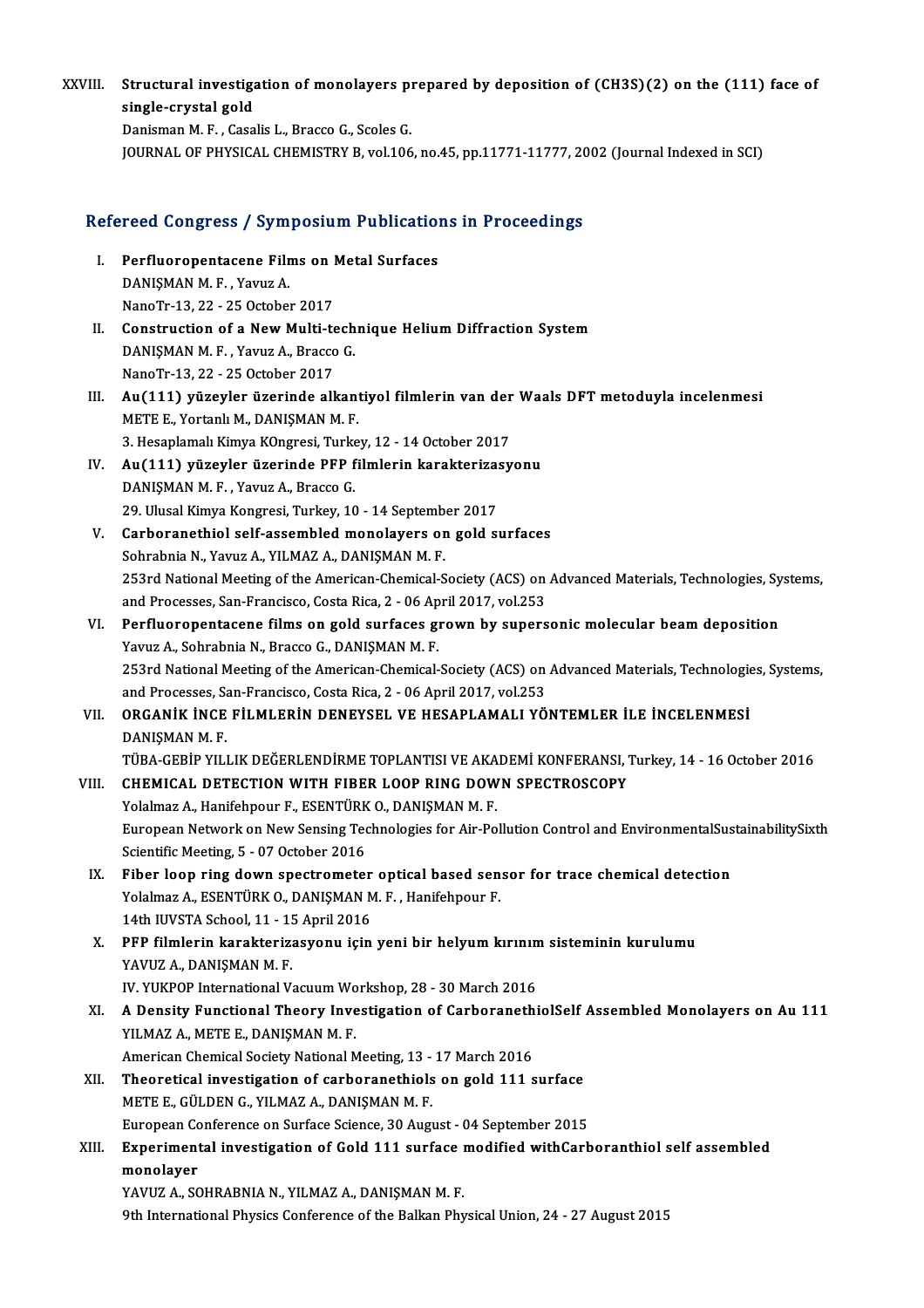XXVIII. **Structural investigation of monolayers prepared by deposition of (CH3S)(2) on the (111) face of single-crystal gold**
Danisman M. F. , Casalis L., Bracco G., Scoles G.
JOURNAL OF PHYSICAL CHEMISTRY B, vol.106, no.45, pp.11771-11777, 2002 (Journal Indexed in SCI)

## Refereed Congress / Symposium Publications in Proceedings

I. **Perfluoropentacene Films on Metal Surfaces**
DANIŞMAN M. F. , Yavuz A.
NanoTr-13, 22 - 25 October 2017

II. **Construction of a New Multi-technique Helium Diffraction System**
DANIŞMAN M. F. , Yavuz A., Bracco G.
NanoTr-13, 22 - 25 October 2017

III. **Au(111) yüzeyler üzerinde alkantiyol filmlerin van der Waals DFT metoduyla incelenmesi**
METE E., Yortanlı M., DANIŞMAN M. F.
3. Hesaplamalı Kimya KOngresi, Turkey, 12 - 14 October 2017

IV. **Au(111) yüzeyler üzerinde PFP filmlerin karakterizasyonu**
DANIŞMAN M. F. , Yavuz A., Bracco G.
29. Ulusal Kimya Kongresi, Turkey, 10 - 14 September 2017

V. **Carboranethiol self-assembled monolayers on gold surfaces**
Sohrabnia N., Yavuz A., YILMAZ A., DANIŞMAN M. F.
253rd National Meeting of the American-Chemical-Society (ACS) on Advanced Materials, Technologies, Systems, and Processes, San-Francisco, Costa Rica, 2 - 06 April 2017, vol.253

VI. **Perfluoropentacene films on gold surfaces grown by supersonic molecular beam deposition**
Yavuz A., Sohrabnia N., Bracco G., DANIŞMAN M. F.
253rd National Meeting of the American-Chemical-Society (ACS) on Advanced Materials, Technologies, Systems, and Processes, San-Francisco, Costa Rica, 2 - 06 April 2017, vol.253

VII. **ORGANİK İNCE FİLMLERİN DENEYSEL VE HESAPLAMALI YÖNTEMLER İLE İNCELENMESİ**
DANIŞMAN M. F.
TÜBA-GEBİP YILLIK DEĞERLENDİRME TOPLANTISI VE AKADEMİ KONFERANSI, Turkey, 14 - 16 October 2016

VIII. **CHEMICAL DETECTION WITH FIBER LOOP RING DOWN SPECTROSCOPY**
Yolalmaz A., Hanifehpour F., ESENTÜRK O., DANIŞMAN M. F.
European Network on New Sensing Technologies for Air-Pollution Control and EnvironmentalSustainabilitySixth Scientific Meeting, 5 - 07 October 2016

IX. **Fiber loop ring down spectrometer optical based sensor for trace chemical detection**
Yolalmaz A., ESENTÜRK O., DANIŞMAN M. F. , Hanifehpour F.
14th IUVSTA School, 11 - 15 April 2016

X. **PFP filmlerin karakterizasyonu için yeni bir helyum kırınım sisteminin kurulumu**
YAVUZ A., DANIŞMAN M. F.
IV. YUKPOP International Vacuum Workshop, 28 - 30 March 2016

XI. **A Density Functional Theory Investigation of CarboranethiolSelf Assembled Monolayers on Au 111**
YILMAZ A., METE E., DANIŞMAN M. F.
American Chemical Society National Meeting, 13 - 17 March 2016

XII. **Theoretical investigation of carboranethiols on gold 111 surface**
METE E., GÜLDEN G., YILMAZ A., DANIŞMAN M. F.
European Conference on Surface Science, 30 August - 04 September 2015

XIII. **Experimental investigation of Gold 111 surface modified withCarboranthiol self assembled monolayer**
YAVUZ A., SOHRABNIA N., YILMAZ A., DANIŞMAN M. F.
9th International Physics Conference of the Balkan Physical Union, 24 - 27 August 2015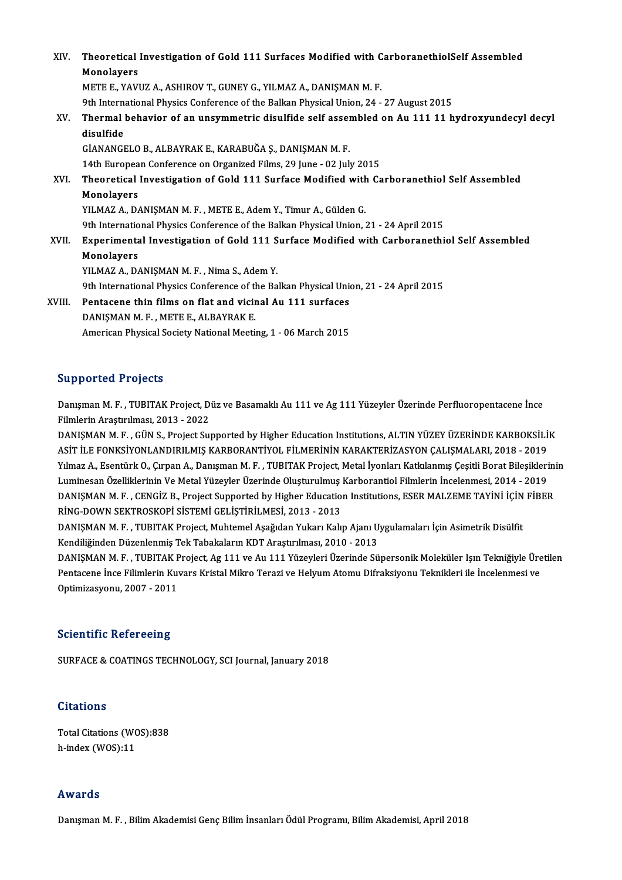XIV. **Theoretical Investigation of Gold 111 Surfaces Modified with CarboranethiolSelf Assembled Monolayers**
METE E., YAVUZ A., ASHIROV T., GUNEY G., YILMAZ A., DANIŞMAN M. F.
9th International Physics Conference of the Balkan Physical Union, 24 - 27 August 2015

XV. **Thermal behavior of an unsymmetric disulfide self assembled on Au 111 11 hydroxyundecyl decyl disulfide**
GİANANGELO B., ALBAYRAK E., KARABUĞA Ş., DANIŞMAN M. F.
14th European Conference on Organized Films, 29 June - 02 July 2015

XVI. **Theoretical Investigation of Gold 111 Surface Modified with Carboranethiol Self Assembled Monolayers**
YILMAZ A., DANIŞMAN M. F. , METE E., Adem Y., Timur A., Gülden G.
9th International Physics Conference of the Balkan Physical Union, 21 - 24 April 2015

XVII. **Experimental Investigation of Gold 111 Surface Modified with Carboranethiol Self Assembled Monolayers**
YILMAZ A., DANIŞMAN M. F. , Nima S., Adem Y.
9th International Physics Conference of the Balkan Physical Union, 21 - 24 April 2015

XVIII. **Pentacene thin films on flat and vicinal Au 111 surfaces**
DANIŞMAN M. F. , METE E., ALBAYRAK E.
American Physical Society National Meeting, 1 - 06 March 2015

## Supported Projects

Danışman M. F. , TUBITAK Project, Düz ve Basamaklı Au 111 ve Ag 111 Yüzeyler Üzerinde Perfluoropentacene İnce Filmlerin Araştırılması, 2013 - 2022

DANIŞMAN M. F. , GÜN S., Project Supported by Higher Education Institutions, ALTIN YÜZEY ÜZERİNDE KARBOKSİLİK ASİT İLE FONKSİYONLANDIRILMIŞ KARBORANTİYOL FİLMERİNİN KARAKTERİZASYON ÇALIŞMALARI, 2018 - 2019

Yılmaz A., Esentürk O., Çırpan A., Danışman M. F. , TUBITAK Project, Metal İyonları Katkılanmış Çeşitli Borat Bileşiklerinin Luminesan Özelliklerinin Ve Metal Yüzeyler Üzerinde Oluşturulmuş Karborantiol Filmlerin İncelenmesi, 2014 - 2019

DANIŞMAN M. F. , CENGİZ B., Project Supported by Higher Education Institutions, ESER MALZEME TAYİNİ İÇİN FİBER RİNG-DOWN SEKTROSKOPİ SİSTEMİ GELİŞTİRİLMESİ, 2013 - 2013

DANIŞMAN M. F. , TUBITAK Project, Muhtemel Aşağıdan Yukarı Kalıp Ajanı Uygulamaları İçin Asimetrik Disülfit Kendiliğinden Düzenlenmiş Tek Tabakaların KDT Araştırılması, 2010 - 2013

DANIŞMAN M. F. , TUBITAK Project, Ag 111 ve Au 111 Yüzeyleri Üzerinde Süpersonik Moleküler Işın Tekniğiyle Üretilen Pentacene İnce Filimlerin Kuvars Kristal Mikro Terazi ve Helyum Atomu Difraksiyonu Teknikleri ile İncelenmesi ve Optimizasyonu, 2007 - 2011

## Scientific Refereeing

SURFACE & COATINGS TECHNOLOGY, SCI Journal, January 2018

## Citations

Total Citations (WOS):838
h-index (WOS):11

## Awards

Danışman M. F. , Bilim Akademisi Genç Bilim İnsanları Ödül Programı, Bilim Akademisi, April 2018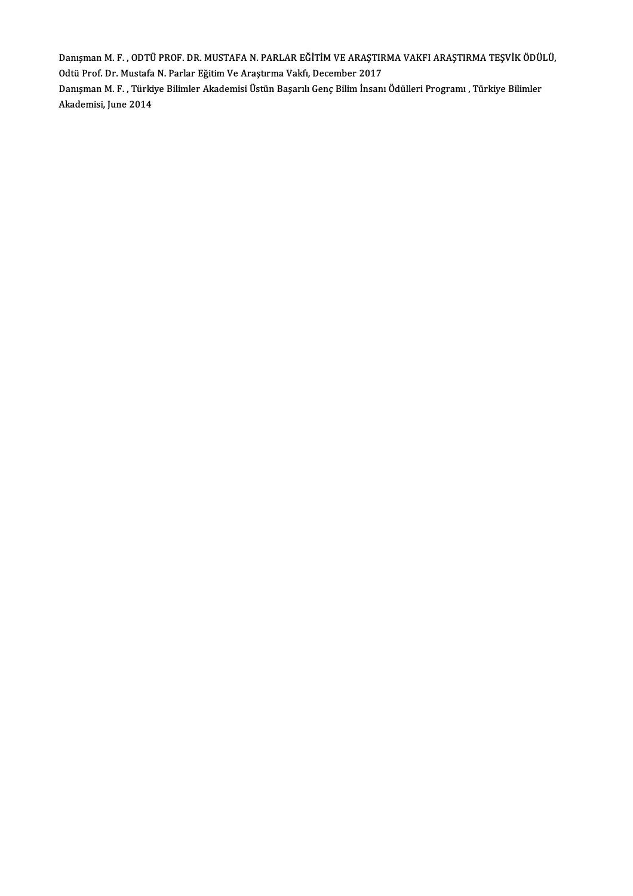Danışman M. F. , ODTÜ PROF. DR. MUSTAFA N. PARLAR EĞİTİM VE ARAŞTIRMA VAKFI ARAŞTIRMA TEŞVİK ÖDÜLÜ, Odtü Prof. Dr. Mustafa N. Parlar Eğitim Ve Araştırma Vakfı, December 2017

Danışman M. F. , Türkiye Bilimler Akademisi Üstün Başarılı Genç Bilim İnsanı Ödülleri Programı , Türkiye Bilimler Akademisi, June 2014